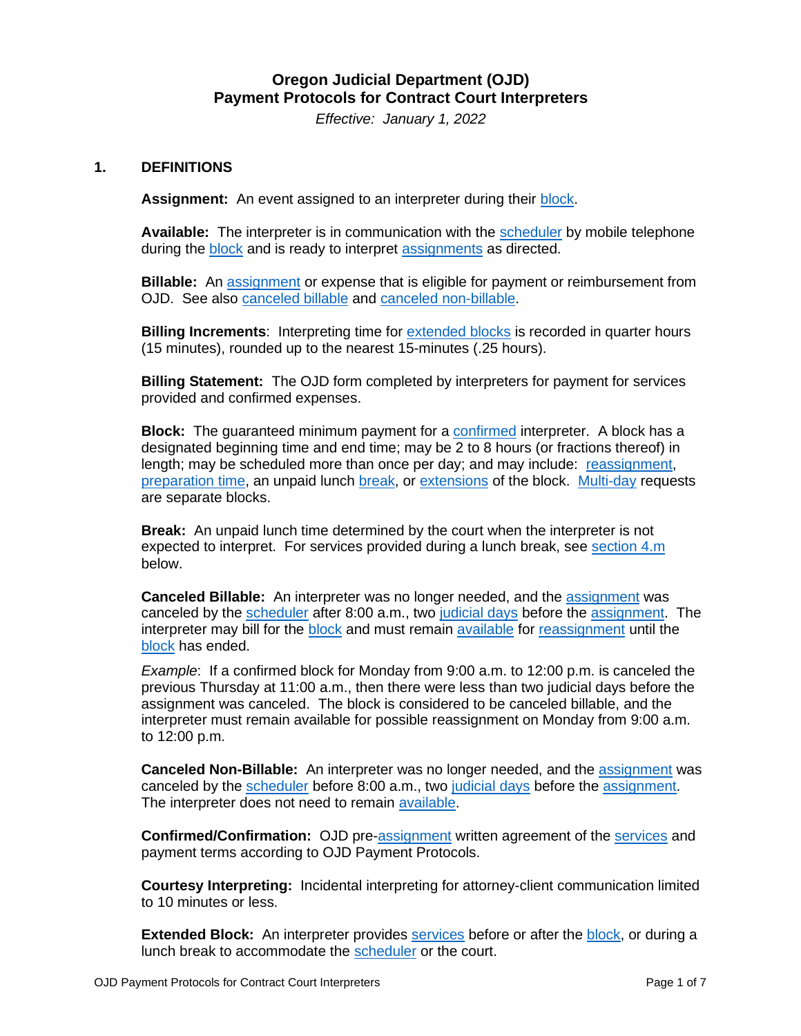# Oregon Judicial Department (OJD)
# Payment Protocols for Contract Court Interpreters

*Effective: January 1, 2022*

## 1. DEFINITIONS

**Assignment:** An event assigned to an interpreter during their block.

**Available:** The interpreter is in communication with the scheduler by mobile telephone during the block and is ready to interpret assignments as directed.

**Billable:** An assignment or expense that is eligible for payment or reimbursement from OJD. See also canceled billable and canceled non-billable.

**Billing Increments**: Interpreting time for extended blocks is recorded in quarter hours (15 minutes), rounded up to the nearest 15-minutes (.25 hours).

**Billing Statement:** The OJD form completed by interpreters for payment for services provided and confirmed expenses.

**Block:** The guaranteed minimum payment for a confirmed interpreter. A block has a designated beginning time and end time; may be 2 to 8 hours (or fractions thereof) in length; may be scheduled more than once per day; and may include: reassignment, preparation time, an unpaid lunch break, or extensions of the block. Multi-day requests are separate blocks.

**Break:** An unpaid lunch time determined by the court when the interpreter is not expected to interpret. For services provided during a lunch break, see section 4.m below.

**Canceled Billable:** An interpreter was no longer needed, and the assignment was canceled by the scheduler after 8:00 a.m., two judicial days before the assignment. The interpreter may bill for the block and must remain available for reassignment until the block has ended.

*Example*: If a confirmed block for Monday from 9:00 a.m. to 12:00 p.m. is canceled the previous Thursday at 11:00 a.m., then there were less than two judicial days before the assignment was canceled. The block is considered to be canceled billable, and the interpreter must remain available for possible reassignment on Monday from 9:00 a.m. to 12:00 p.m.

**Canceled Non-Billable:** An interpreter was no longer needed, and the assignment was canceled by the scheduler before 8:00 a.m., two judicial days before the assignment. The interpreter does not need to remain available.

**Confirmed/Confirmation:** OJD pre-assignment written agreement of the services and payment terms according to OJD Payment Protocols.

**Courtesy Interpreting:** Incidental interpreting for attorney-client communication limited to 10 minutes or less.

**Extended Block:** An interpreter provides services before or after the block, or during a lunch break to accommodate the scheduler or the court.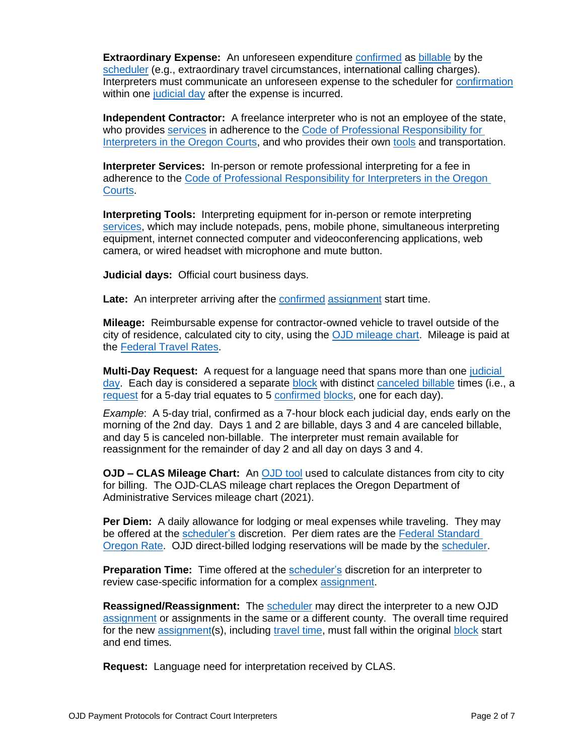**Extraordinary Expense:** An unforeseen expenditure confirmed as billable by the scheduler (e.g., extraordinary travel circumstances, international calling charges). Interpreters must communicate an unforeseen expense to the scheduler for confirmation within one judicial day after the expense is incurred.

**Independent Contractor:** A freelance interpreter who is not an employee of the state, who provides services in adherence to the Code of Professional Responsibility for Interpreters in the Oregon Courts, and who provides their own tools and transportation.

**Interpreter Services:** In-person or remote professional interpreting for a fee in adherence to the Code of Professional Responsibility for Interpreters in the Oregon Courts.

**Interpreting Tools:** Interpreting equipment for in-person or remote interpreting services, which may include notepads, pens, mobile phone, simultaneous interpreting equipment, internet connected computer and videoconferencing applications, web camera, or wired headset with microphone and mute button.

**Judicial days:** Official court business days.

**Late:** An interpreter arriving after the confirmed assignment start time.

**Mileage:** Reimbursable expense for contractor-owned vehicle to travel outside of the city of residence, calculated city to city, using the OJD mileage chart. Mileage is paid at the Federal Travel Rates.

**Multi-Day Request:** A request for a language need that spans more than one judicial day. Each day is considered a separate block with distinct canceled billable times (i.e., a request for a 5-day trial equates to 5 confirmed blocks, one for each day).

*Example*: A 5-day trial, confirmed as a 7-hour block each judicial day, ends early on the morning of the 2nd day. Days 1 and 2 are billable, days 3 and 4 are canceled billable, and day 5 is canceled non-billable. The interpreter must remain available for reassignment for the remainder of day 2 and all day on days 3 and 4.

**OJD – CLAS Mileage Chart:** An OJD tool used to calculate distances from city to city for billing. The OJD-CLAS mileage chart replaces the Oregon Department of Administrative Services mileage chart (2021).

**Per Diem:** A daily allowance for lodging or meal expenses while traveling. They may be offered at the scheduler's discretion. Per diem rates are the Federal Standard Oregon Rate. OJD direct-billed lodging reservations will be made by the scheduler.

**Preparation Time:** Time offered at the scheduler's discretion for an interpreter to review case-specific information for a complex assignment.

**Reassigned/Reassignment:** The scheduler may direct the interpreter to a new OJD assignment or assignments in the same or a different county. The overall time required for the new assignment(s), including travel time, must fall within the original block start and end times.

**Request:** Language need for interpretation received by CLAS.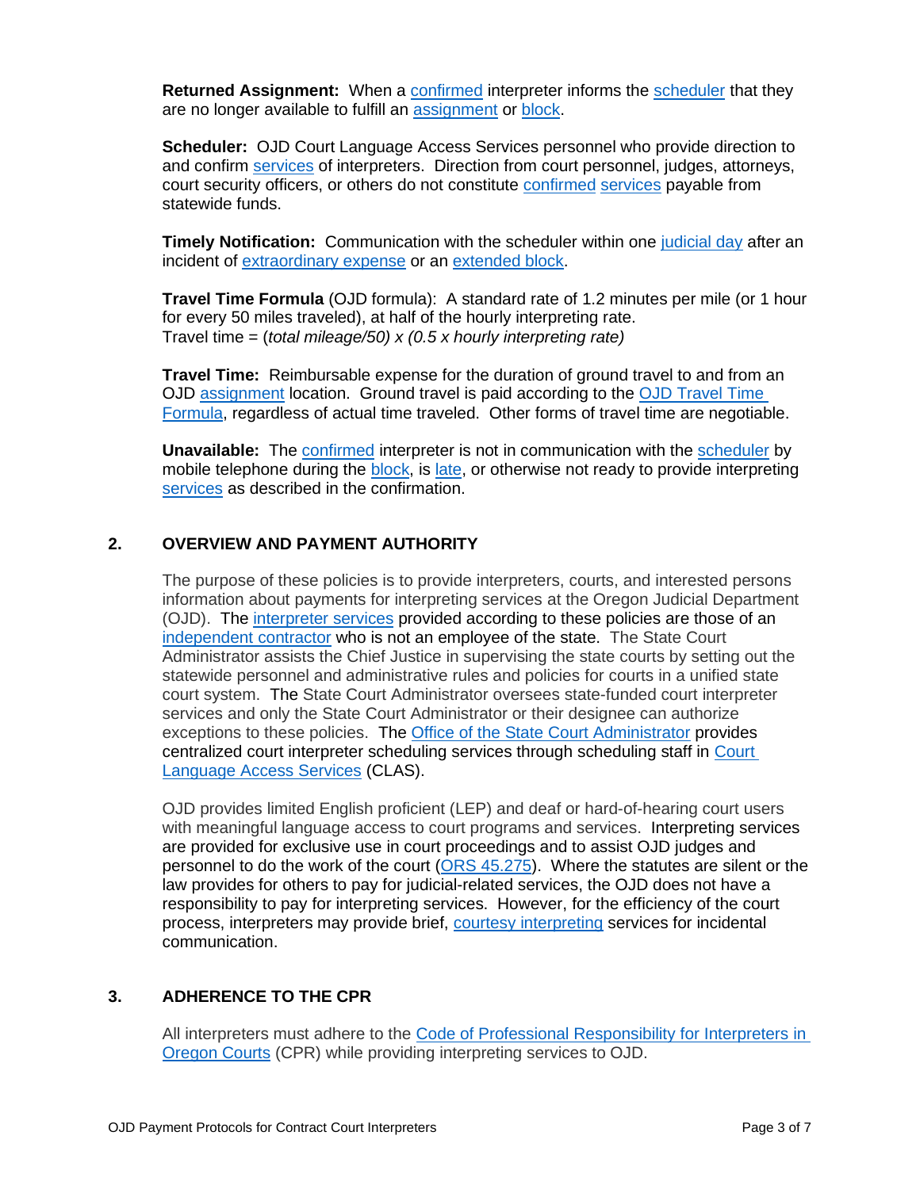**Returned Assignment:** When a confirmed interpreter informs the scheduler that they are no longer available to fulfill an assignment or block.

**Scheduler:** OJD Court Language Access Services personnel who provide direction to and confirm services of interpreters. Direction from court personnel, judges, attorneys, court security officers, or others do not constitute confirmed services payable from statewide funds.

**Timely Notification:** Communication with the scheduler within one judicial day after an incident of extraordinary expense or an extended block.

**Travel Time Formula** (OJD formula): A standard rate of 1.2 minutes per mile (or 1 hour for every 50 miles traveled), at half of the hourly interpreting rate.
Travel time = (*total mileage/50) x (0.5 x hourly interpreting rate)*

**Travel Time:** Reimbursable expense for the duration of ground travel to and from an OJD assignment location. Ground travel is paid according to the OJD Travel Time Formula, regardless of actual time traveled. Other forms of travel time are negotiable.

**Unavailable:** The confirmed interpreter is not in communication with the scheduler by mobile telephone during the block, is late, or otherwise not ready to provide interpreting services as described in the confirmation.

## 2. OVERVIEW AND PAYMENT AUTHORITY

The purpose of these policies is to provide interpreters, courts, and interested persons information about payments for interpreting services at the Oregon Judicial Department (OJD). The interpreter services provided according to these policies are those of an independent contractor who is not an employee of the state. The State Court Administrator assists the Chief Justice in supervising the state courts by setting out the statewide personnel and administrative rules and policies for courts in a unified state court system. The State Court Administrator oversees state-funded court interpreter services and only the State Court Administrator or their designee can authorize exceptions to these policies. The Office of the State Court Administrator provides centralized court interpreter scheduling services through scheduling staff in Court Language Access Services (CLAS).

OJD provides limited English proficient (LEP) and deaf or hard-of-hearing court users with meaningful language access to court programs and services. Interpreting services are provided for exclusive use in court proceedings and to assist OJD judges and personnel to do the work of the court (ORS 45.275). Where the statutes are silent or the law provides for others to pay for judicial-related services, the OJD does not have a responsibility to pay for interpreting services. However, for the efficiency of the court process, interpreters may provide brief, courtesy interpreting services for incidental communication.

## 3. ADHERENCE TO THE CPR

All interpreters must adhere to the Code of Professional Responsibility for Interpreters in Oregon Courts (CPR) while providing interpreting services to OJD.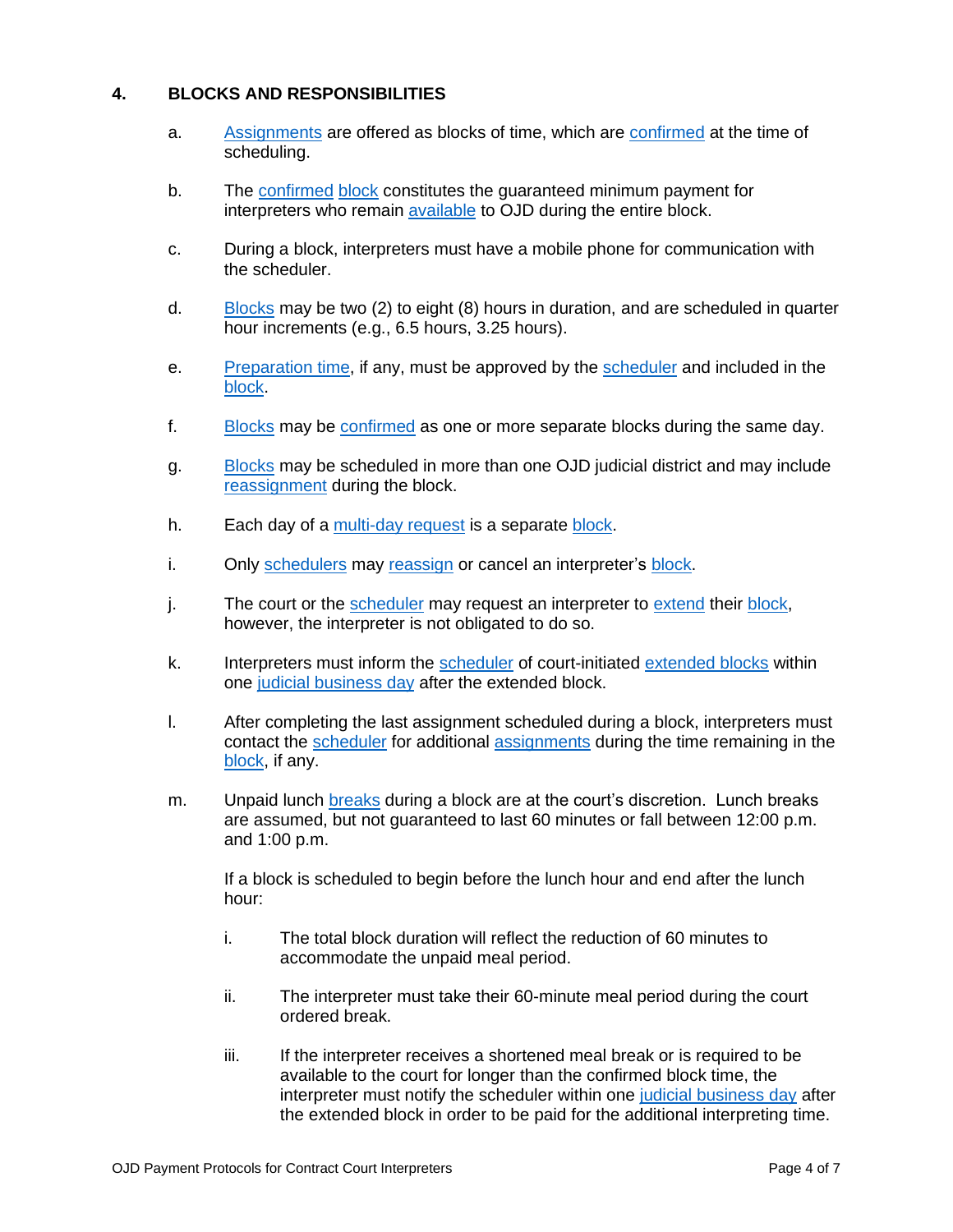## 4. BLOCKS AND RESPONSIBILITIES

a. Assignments are offered as blocks of time, which are confirmed at the time of scheduling.

b. The confirmed block constitutes the guaranteed minimum payment for interpreters who remain available to OJD during the entire block.

c. During a block, interpreters must have a mobile phone for communication with the scheduler.

d. Blocks may be two (2) to eight (8) hours in duration, and are scheduled in quarter hour increments (e.g., 6.5 hours, 3.25 hours).

e. Preparation time, if any, must be approved by the scheduler and included in the block.

f. Blocks may be confirmed as one or more separate blocks during the same day.

g. Blocks may be scheduled in more than one OJD judicial district and may include reassignment during the block.

h. Each day of a multi-day request is a separate block.

i. Only schedulers may reassign or cancel an interpreter's block.

j. The court or the scheduler may request an interpreter to extend their block, however, the interpreter is not obligated to do so.

k. Interpreters must inform the scheduler of court-initiated extended blocks within one judicial business day after the extended block.

l. After completing the last assignment scheduled during a block, interpreters must contact the scheduler for additional assignments during the time remaining in the block, if any.

m. Unpaid lunch breaks during a block are at the court's discretion. Lunch breaks are assumed, but not guaranteed to last 60 minutes or fall between 12:00 p.m. and 1:00 p.m.

   If a block is scheduled to begin before the lunch hour and end after the lunch hour:

   i. The total block duration will reflect the reduction of 60 minutes to accommodate the unpaid meal period.

   ii. The interpreter must take their 60-minute meal period during the court ordered break.

   iii. If the interpreter receives a shortened meal break or is required to be available to the court for longer than the confirmed block time, the interpreter must notify the scheduler within one judicial business day after the extended block in order to be paid for the additional interpreting time.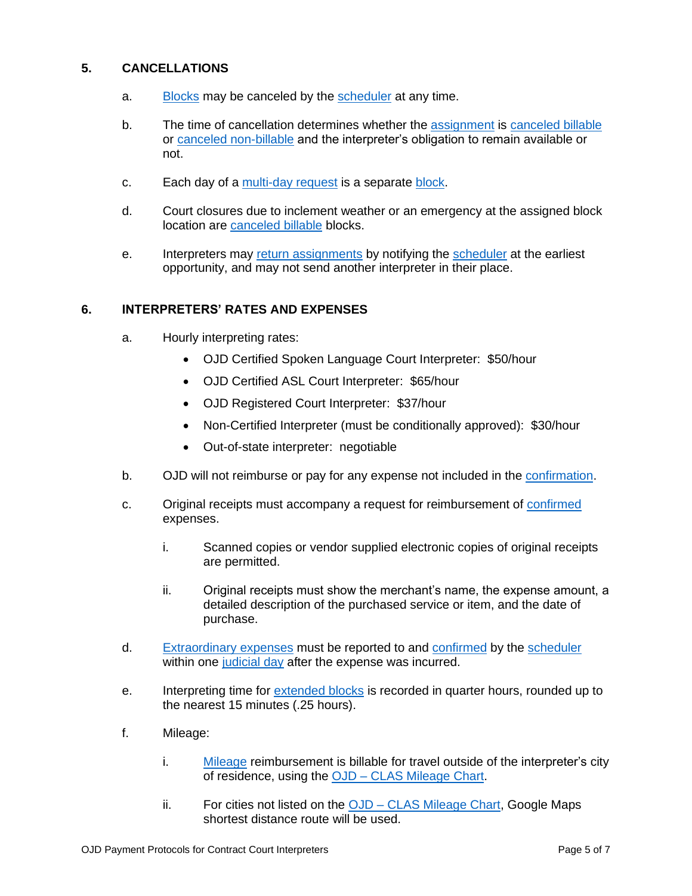## 5. CANCELLATIONS

a. Blocks may be canceled by the scheduler at any time.

b. The time of cancellation determines whether the assignment is canceled billable or canceled non-billable and the interpreter's obligation to remain available or not.

c. Each day of a multi-day request is a separate block.

d. Court closures due to inclement weather or an emergency at the assigned block location are canceled billable blocks.

e. Interpreters may return assignments by notifying the scheduler at the earliest opportunity, and may not send another interpreter in their place.

## 6. INTERPRETERS' RATES AND EXPENSES

a. Hourly interpreting rates:

- OJD Certified Spoken Language Court Interpreter: $50/hour
- OJD Certified ASL Court Interpreter: $65/hour
- OJD Registered Court Interpreter: $37/hour
- Non-Certified Interpreter (must be conditionally approved): $30/hour
- Out-of-state interpreter: negotiable

b. OJD will not reimburse or pay for any expense not included in the confirmation.

c. Original receipts must accompany a request for reimbursement of confirmed expenses.

  i. Scanned copies or vendor supplied electronic copies of original receipts are permitted.

  ii. Original receipts must show the merchant's name, the expense amount, a detailed description of the purchased service or item, and the date of purchase.

d. Extraordinary expenses must be reported to and confirmed by the scheduler within one judicial day after the expense was incurred.

e. Interpreting time for extended blocks is recorded in quarter hours, rounded up to the nearest 15 minutes (.25 hours).

f. Mileage:

  i. Mileage reimbursement is billable for travel outside of the interpreter's city of residence, using the OJD – CLAS Mileage Chart.

  ii. For cities not listed on the OJD – CLAS Mileage Chart, Google Maps shortest distance route will be used.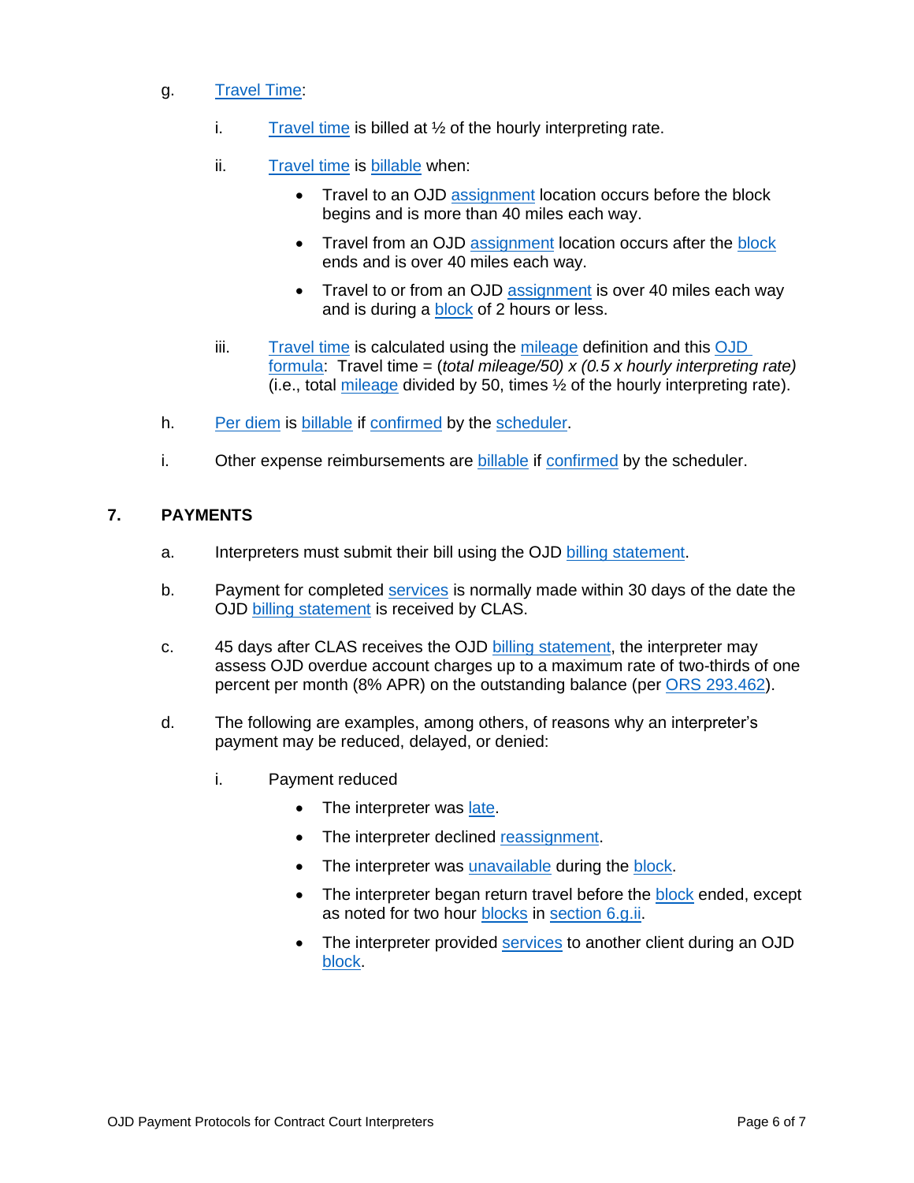g. Travel Time:

   i. Travel time is billed at ½ of the hourly interpreting rate.

   ii. Travel time is billable when:

      - Travel to an OJD assignment location occurs before the block begins and is more than 40 miles each way.
      - Travel from an OJD assignment location occurs after the block ends and is over 40 miles each way.
      - Travel to or from an OJD assignment is over 40 miles each way and is during a block of 2 hours or less.

   iii. Travel time is calculated using the mileage definition and this OJD formula: Travel time = (*total mileage/50) x (0.5 x hourly interpreting rate)* (i.e., total mileage divided by 50, times ½ of the hourly interpreting rate).

h. Per diem is billable if confirmed by the scheduler.

i. Other expense reimbursements are billable if confirmed by the scheduler.

## 7. PAYMENTS

a. Interpreters must submit their bill using the OJD billing statement.

b. Payment for completed services is normally made within 30 days of the date the OJD billing statement is received by CLAS.

c. 45 days after CLAS receives the OJD billing statement, the interpreter may assess OJD overdue account charges up to a maximum rate of two-thirds of one percent per month (8% APR) on the outstanding balance (per ORS 293.462).

d. The following are examples, among others, of reasons why an interpreter's payment may be reduced, delayed, or denied:

   i. Payment reduced

      - The interpreter was late.
      - The interpreter declined reassignment.
      - The interpreter was unavailable during the block.
      - The interpreter began return travel before the block ended, except as noted for two hour blocks in section 6.g.ii.
      - The interpreter provided services to another client during an OJD block.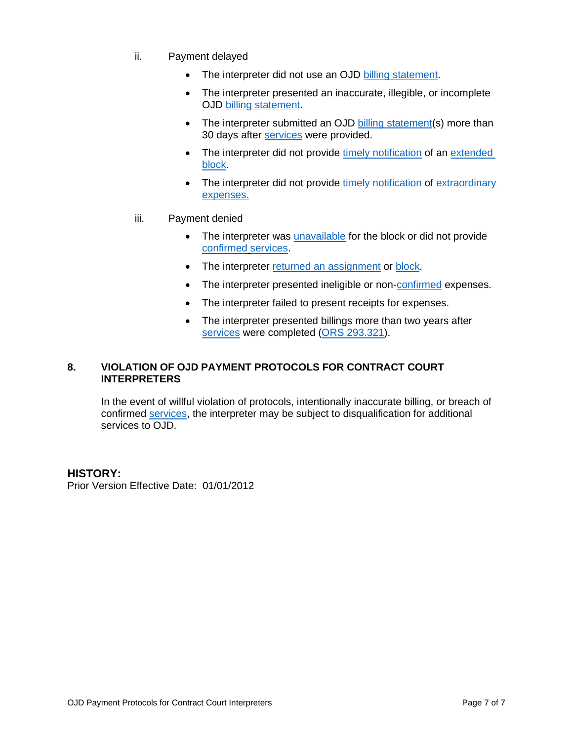ii. Payment delayed

- The interpreter did not use an OJD billing statement.
- The interpreter presented an inaccurate, illegible, or incomplete OJD billing statement.
- The interpreter submitted an OJD billing statement(s) more than 30 days after services were provided.
- The interpreter did not provide timely notification of an extended block.
- The interpreter did not provide timely notification of extraordinary expenses.

iii. Payment denied

- The interpreter was unavailable for the block or did not provide confirmed services.
- The interpreter returned an assignment or block.
- The interpreter presented ineligible or non-confirmed expenses.
- The interpreter failed to present receipts for expenses.
- The interpreter presented billings more than two years after services were completed (ORS 293.321).

## 8. VIOLATION OF OJD PAYMENT PROTOCOLS FOR CONTRACT COURT INTERPRETERS

In the event of willful violation of protocols, intentionally inaccurate billing, or breach of confirmed services, the interpreter may be subject to disqualification for additional services to OJD.

## HISTORY:

Prior Version Effective Date: 01/01/2012